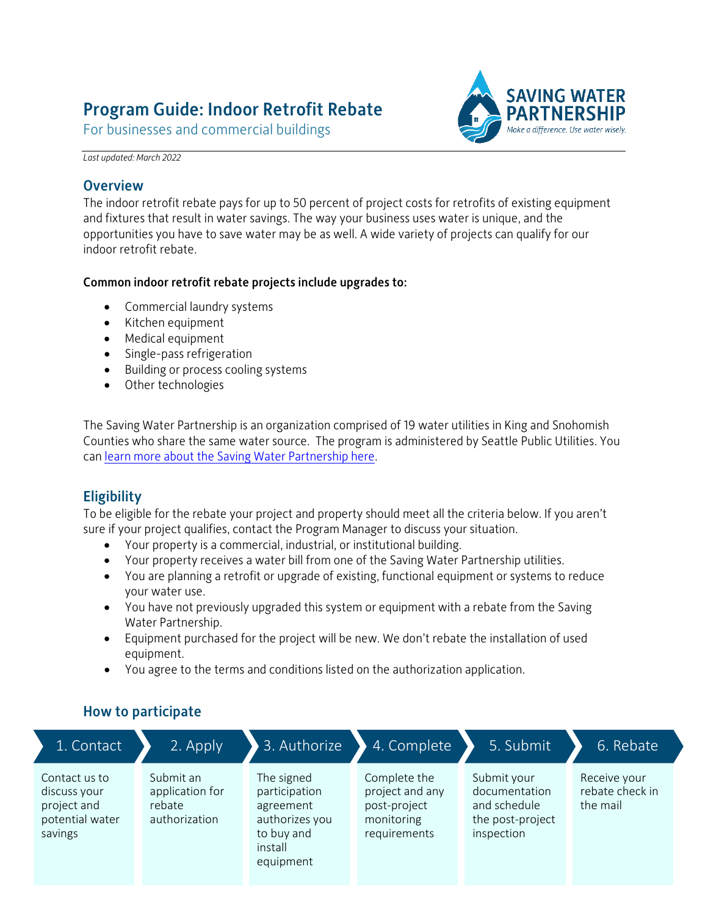# Program Guide: Indoor Retrofit Rebate

For businesses and commercial buildings

*Last updated: March 2022*

## Overview

The indoor retrofit rebate pays for up to 50 percent of project costs for retrofits of existing equipment and fixtures that result in water savings. The way your business uses water is unique, and the opportunities you have to save water may be as well. A wide variety of projects can qualify for our indoor retrofit rebate.

**Common indoor retrofit rebate projects include upgrades to:**

- Commercial laundry systems
- Kitchen equipment
- Medical equipment
- Single-pass refrigeration
- Building or process cooling systems
- Other technologies

The Saving Water Partnership is an organization comprised of 19 water utilities in King and Snohomish Counties who share the same water source. The program is administered by Seattle Public Utilities. You can learn more about the Saving Water Partnership here.

## Eligibility

To be eligible for the rebate your project and property should meet all the criteria below. If you aren't sure if your project qualifies, contact the Program Manager to discuss your situation.

- Your property is a commercial, industrial, or institutional building.
- Your property receives a water bill from one of the Saving Water Partnership utilities.
- You are planning a retrofit or upgrade of existing, functional equipment or systems to reduce your water use.
- You have not previously upgraded this system or equipment with a rebate from the Saving Water Partnership.
- Equipment purchased for the project will be new. We don't rebate the installation of used equipment.
- You agree to the terms and conditions listed on the authorization application.

## How to participate

| 1. Contact | 2. Apply | 3. Authorize | 4. Complete | 5. Submit | 6. Rebate |
|---|---|---|---|---|---|
| Contact us to discuss your project and potential water savings | Submit an application for rebate authorization | The signed participation agreement authorizes you to buy and install equipment | Complete the project and any post-project monitoring requirements | Submit your documentation and schedule the post-project inspection | Receive your rebate check in the mail |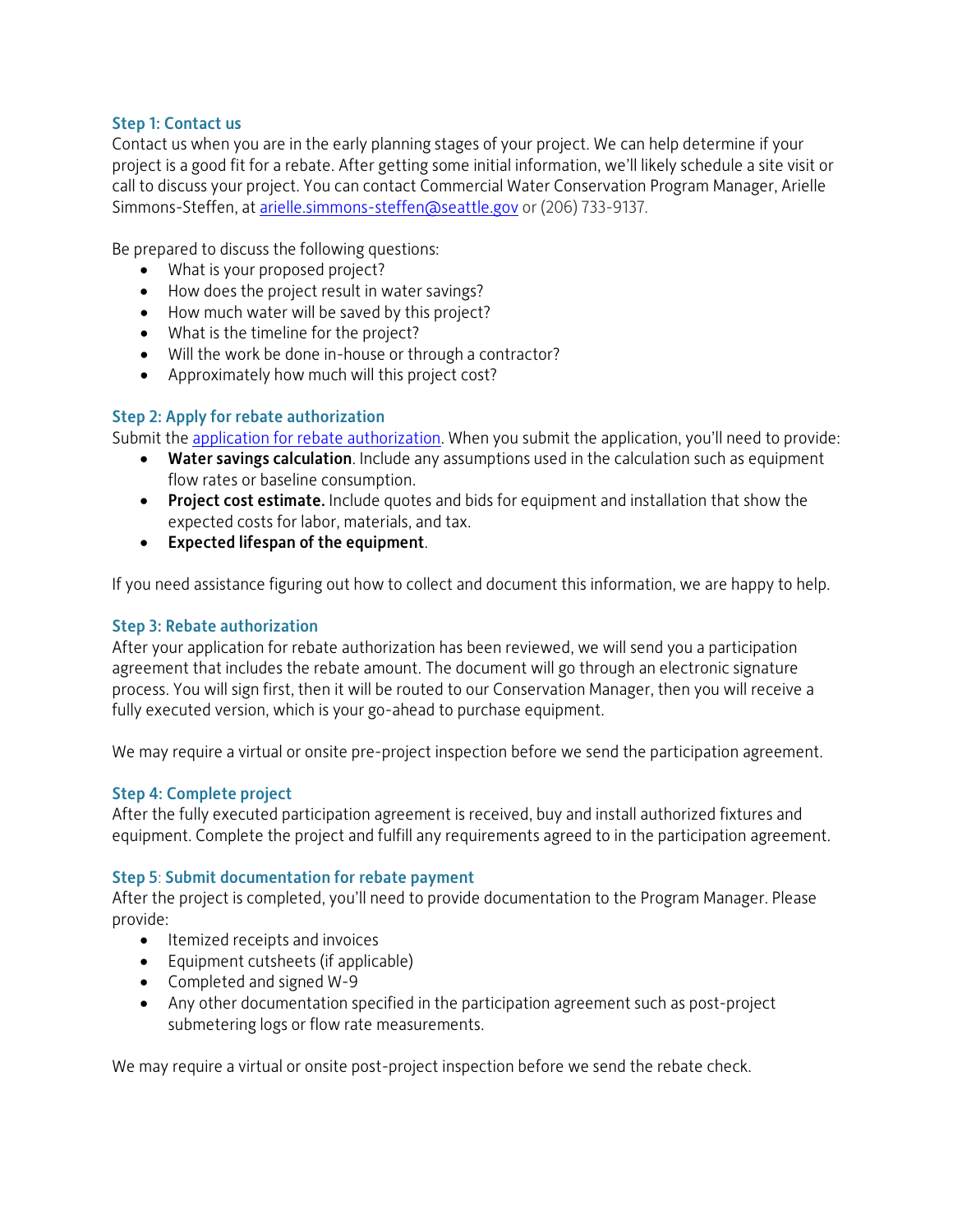### Step 1: Contact us

Contact us when you are in the early planning stages of your project. We can help determine if your project is a good fit for a rebate. After getting some initial information, we'll likely schedule a site visit or call to discuss your project. You can contact Commercial Water Conservation Program Manager, Arielle Simmons-Steffen, at [arielle.simmons-steffen@seattle.gov](mailto:arielle.simmons-steffen@seattle.gov) or (206) 733-9137.

Be prepared to discuss the following questions:

- What is your proposed project?
- How does the project result in water savings?
- How much water will be saved by this project?
- What is the timeline for the project?
- Will the work be done in-house or through a contractor?
- Approximately how much will this project cost?

### Step 2: Apply for rebate authorization

Submit the [application for rebate authorization](). When you submit the application, you'll need to provide:

- **Water savings calculation**. Include any assumptions used in the calculation such as equipment flow rates or baseline consumption.
- **Project cost estimate.** Include quotes and bids for equipment and installation that show the expected costs for labor, materials, and tax.
- **Expected lifespan of the equipment**.

If you need assistance figuring out how to collect and document this information, we are happy to help.

### Step 3: Rebate authorization

After your application for rebate authorization has been reviewed, we will send you a participation agreement that includes the rebate amount. The document will go through an electronic signature process. You will sign first, then it will be routed to our Conservation Manager, then you will receive a fully executed version, which is your go-ahead to purchase equipment.

We may require a virtual or onsite pre-project inspection before we send the participation agreement.

### Step 4: Complete project

After the fully executed participation agreement is received, buy and install authorized fixtures and equipment. Complete the project and fulfill any requirements agreed to in the participation agreement.

### Step 5: Submit documentation for rebate payment

After the project is completed, you'll need to provide documentation to the Program Manager. Please provide:

- Itemized receipts and invoices
- Equipment cutsheets (if applicable)
- Completed and signed W-9
- Any other documentation specified in the participation agreement such as post-project submetering logs or flow rate measurements.

We may require a virtual or onsite post-project inspection before we send the rebate check.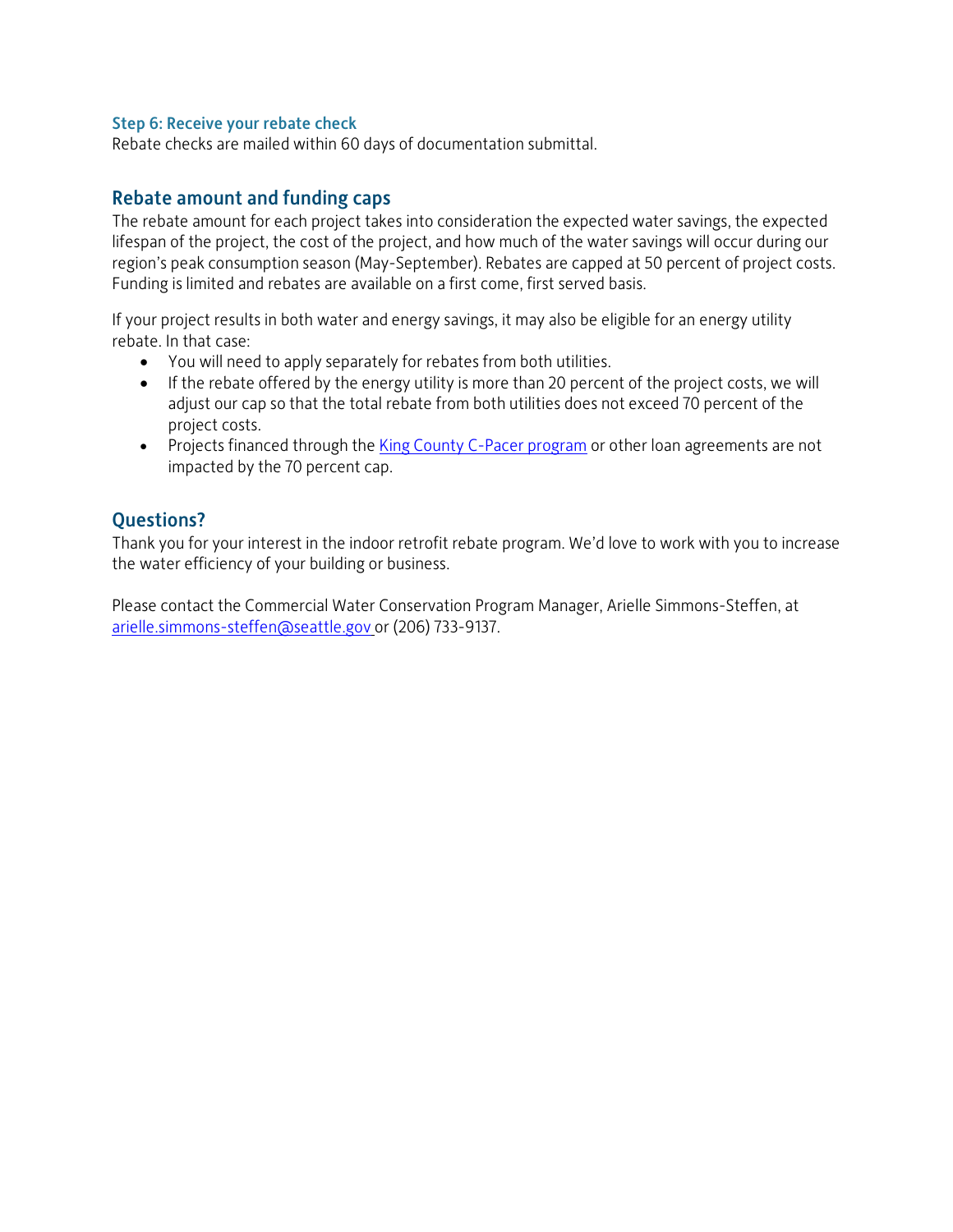### Step 6: Receive your rebate check

Rebate checks are mailed within 60 days of documentation submittal.

## Rebate amount and funding caps

The rebate amount for each project takes into consideration the expected water savings, the expected lifespan of the project, the cost of the project, and how much of the water savings will occur during our region's peak consumption season (May-September). Rebates are capped at 50 percent of project costs. Funding is limited and rebates are available on a first come, first served basis.

If your project results in both water and energy savings, it may also be eligible for an energy utility rebate. In that case:

- You will need to apply separately for rebates from both utilities.
- If the rebate offered by the energy utility is more than 20 percent of the project costs, we will adjust our cap so that the total rebate from both utilities does not exceed 70 percent of the project costs.
- Projects financed through the King County C-Pacer program or other loan agreements are not impacted by the 70 percent cap.

## Questions?

Thank you for your interest in the indoor retrofit rebate program. We'd love to work with you to increase the water efficiency of your building or business.

Please contact the Commercial Water Conservation Program Manager, Arielle Simmons-Steffen, at arielle.simmons-steffen@seattle.gov or (206) 733-9137.